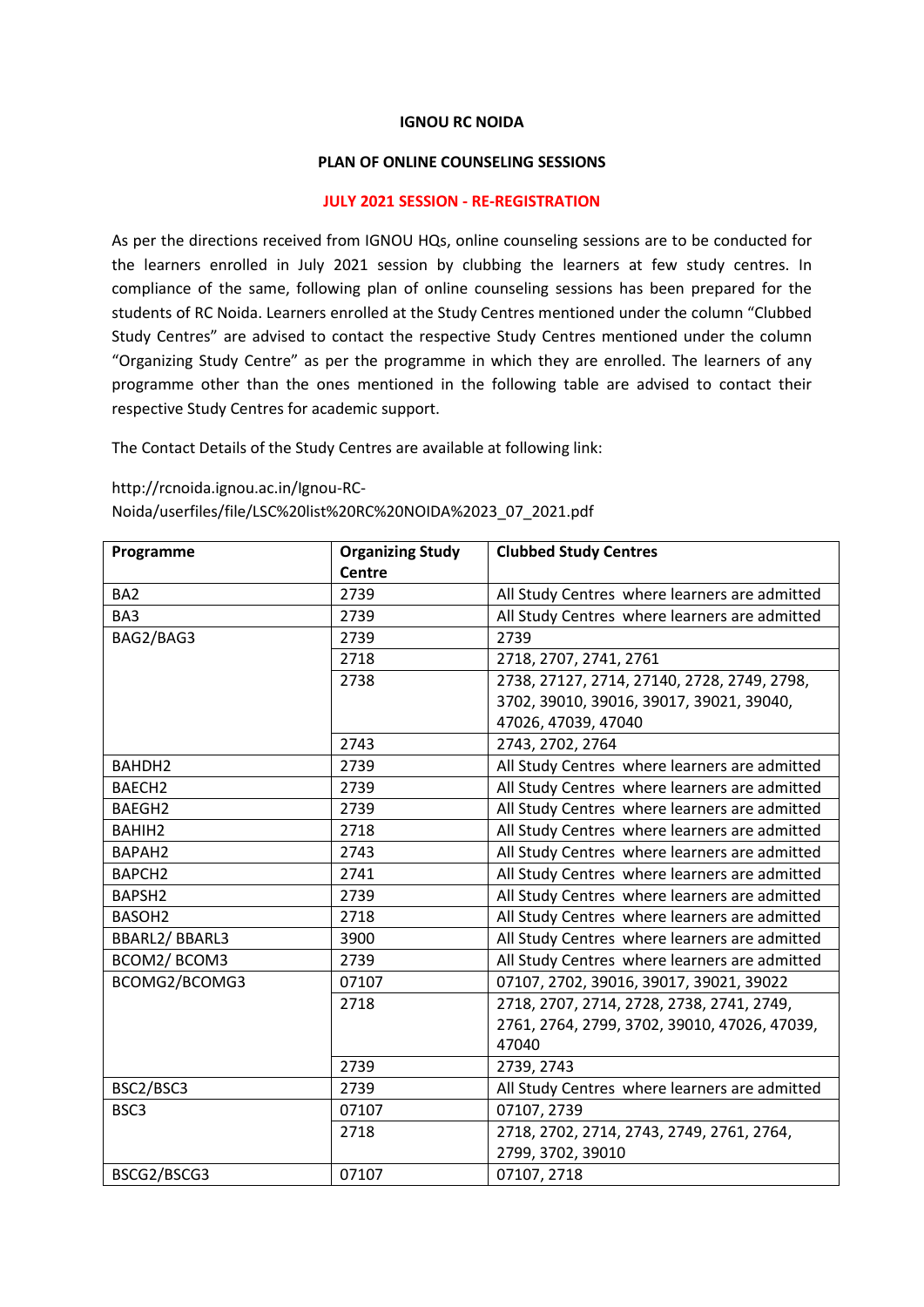**IGNOU RC NOIDA**

**PLAN OF ONLINE COUNSELING SESSIONS**

**JULY 2021 SESSION - RE-REGISTRATION**

As per the directions received from IGNOU HQs, online counseling sessions are to be conducted for the learners enrolled in July 2021 session by clubbing the learners at few study centres. In compliance of the same, following plan of online counseling sessions has been prepared for the students of RC Noida. Learners enrolled at the Study Centres mentioned under the column "Clubbed Study Centres" are advised to contact the respective Study Centres mentioned under the column "Organizing Study Centre" as per the programme in which they are enrolled. The learners of any programme other than the ones mentioned in the following table are advised to contact their respective Study Centres for academic support.

The Contact Details of the Study Centres are available at following link:

http://rcnoida.ignou.ac.in/Ignou-RC-Noida/userfiles/file/LSC%20list%20RC%20NOIDA%2023_07_2021.pdf

| Programme | Organizing Study Centre | Clubbed Study Centres |
|---|---|---|
| BA2 | 2739 | All Study Centres where learners are admitted |
| BA3 | 2739 | All Study Centres where learners are admitted |
| BAG2/BAG3 | 2739 | 2739 |
| | 2718 | 2718, 2707, 2741, 2761 |
| | 2738 | 2738, 27127, 2714, 27140, 2728, 2749, 2798, 3702, 39010, 39016, 39017, 39021, 39040, 47026, 47039, 47040 |
| | 2743 | 2743, 2702, 2764 |
| BAHDH2 | 2739 | All Study Centres where learners are admitted |
| BAECH2 | 2739 | All Study Centres where learners are admitted |
| BAEGH2 | 2739 | All Study Centres where learners are admitted |
| BAHIH2 | 2718 | All Study Centres where learners are admitted |
| BAPAH2 | 2743 | All Study Centres where learners are admitted |
| BAPCH2 | 2741 | All Study Centres where learners are admitted |
| BAPSH2 | 2739 | All Study Centres where learners are admitted |
| BASOH2 | 2718 | All Study Centres where learners are admitted |
| BBARL2/ BBARL3 | 3900 | All Study Centres where learners are admitted |
| BCOM2/ BCOM3 | 2739 | All Study Centres where learners are admitted |
| BCOMG2/BCOMG3 | 07107 | 07107, 2702, 39016, 39017, 39021, 39022 |
| | 2718 | 2718, 2707, 2714, 2728, 2738, 2741, 2749, 2761, 2764, 2799, 3702, 39010, 47026, 47039, 47040 |
| | 2739 | 2739, 2743 |
| BSC2/BSC3 | 2739 | All Study Centres where learners are admitted |
| BSC3 | 07107 | 07107, 2739 |
| | 2718 | 2718, 2702, 2714, 2743, 2749, 2761, 2764, 2799, 3702, 39010 |
| BSCG2/BSCG3 | 07107 | 07107, 2718 |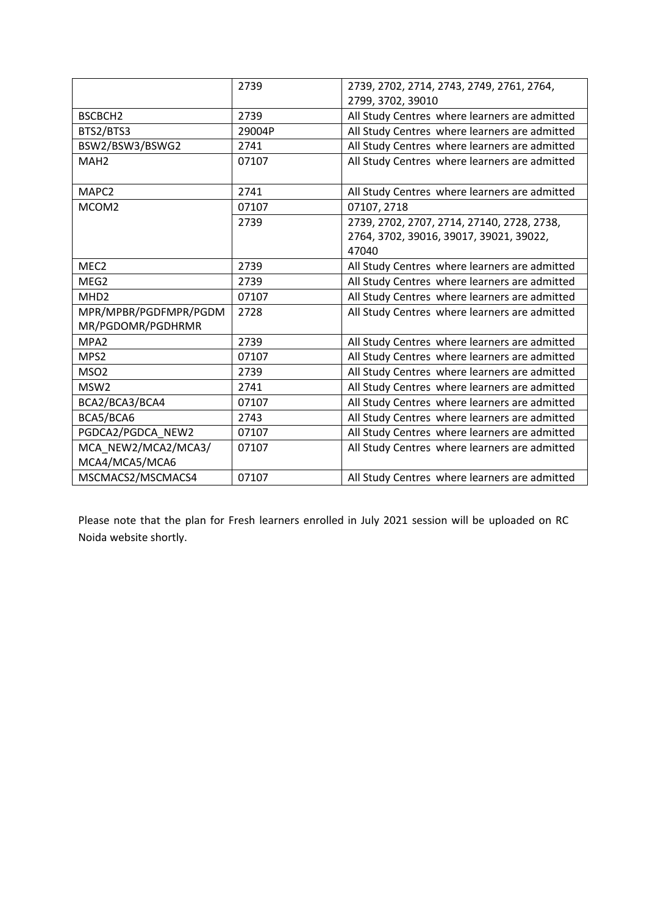| | | |
|---|---|---|
| | 2739 | 2739, 2702, 2714, 2743, 2749, 2761, 2764, 2799, 3702, 39010 |
| BSCBCH2 | 2739 | All Study Centres where learners are admitted |
| BTS2/BTS3 | 29004P | All Study Centres where learners are admitted |
| BSW2/BSW3/BSWG2 | 2741 | All Study Centres where learners are admitted |
| MAH2 | 07107 | All Study Centres where learners are admitted |
| MAPC2 | 2741 | All Study Centres where learners are admitted |
| MCOM2 | 07107 | 07107, 2718 |
| | 2739 | 2739, 2702, 2707, 2714, 27140, 2728, 2738, 2764, 3702, 39016, 39017, 39021, 39022, 47040 |
| MEC2 | 2739 | All Study Centres where learners are admitted |
| MEG2 | 2739 | All Study Centres where learners are admitted |
| MHD2 | 07107 | All Study Centres where learners are admitted |
| MPR/MPBR/PGDFMPR/PGDMMR/PGDOMR/PGDHRMR | 2728 | All Study Centres where learners are admitted |
| MPA2 | 2739 | All Study Centres where learners are admitted |
| MPS2 | 07107 | All Study Centres where learners are admitted |
| MSO2 | 2739 | All Study Centres where learners are admitted |
| MSW2 | 2741 | All Study Centres where learners are admitted |
| BCA2/BCA3/BCA4 | 07107 | All Study Centres where learners are admitted |
| BCA5/BCA6 | 2743 | All Study Centres where learners are admitted |
| PGDCA2/PGDCA_NEW2 | 07107 | All Study Centres where learners are admitted |
| MCA_NEW2/MCA2/MCA3/MCA4/MCA5/MCA6 | 07107 | All Study Centres where learners are admitted |
| MSCMACS2/MSCMACS4 | 07107 | All Study Centres where learners are admitted |

Please note that the plan for Fresh learners enrolled in July 2021 session will be uploaded on RC Noida website shortly.